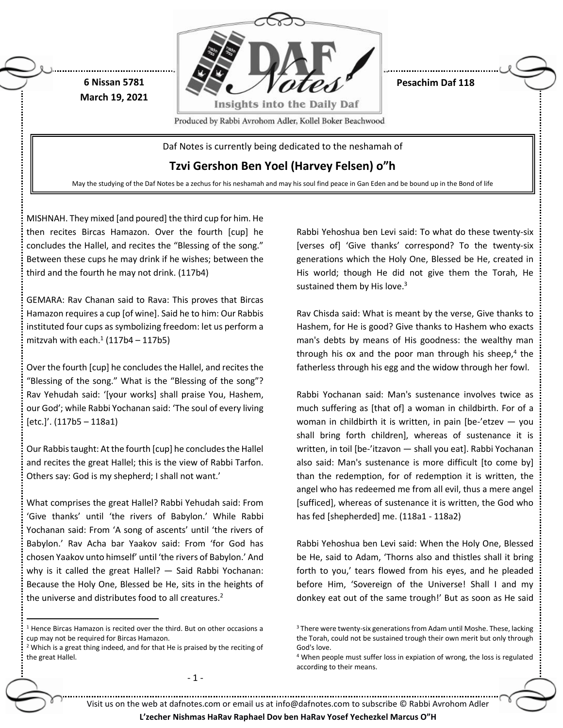6 Nissan 5781
March 19, 2021

Pesachim Daf 118

Produced by Rabbi Avrohom Adler, Kollel Boker Beachwood

Daf Notes is currently being dedicated to the neshamah of

**Tzvi Gershon Ben Yoel (Harvey Felsen) o"h**

May the studying of the Daf Notes be a zechus for his neshamah and may his soul find peace in Gan Eden and be bound up in the Bond of life

MISHNAH. They mixed [and poured] the third cup for him. He then recites Bircas Hamazon. Over the fourth [cup] he concludes the Hallel, and recites the "Blessing of the song." Between these cups he may drink if he wishes; between the third and the fourth he may not drink. (117b4)

GEMARA: Rav Chanan said to Rava: This proves that Bircas Hamazon requires a cup [of wine]. Said he to him: Our Rabbis instituted four cups as symbolizing freedom: let us perform a mitzvah with each.[1] (117b4 – 117b5)

Over the fourth [cup] he concludes the Hallel, and recites the "Blessing of the song." What is the "Blessing of the song"? Rav Yehudah said: '[your works] shall praise You, Hashem, our God'; while Rabbi Yochanan said: 'The soul of every living [etc.]'. (117b5 – 118a1)

Our Rabbis taught: At the fourth [cup] he concludes the Hallel and recites the great Hallel; this is the view of Rabbi Tarfon. Others say: God is my shepherd; I shall not want.'

What comprises the great Hallel? Rabbi Yehudah said: From 'Give thanks' until 'the rivers of Babylon.' While Rabbi Yochanan said: From 'A song of ascents' until 'the rivers of Babylon.' Rav Acha bar Yaakov said: From 'for God has chosen Yaakov unto himself' until 'the rivers of Babylon.' And why is it called the great Hallel? — Said Rabbi Yochanan: Because the Holy One, Blessed be He, sits in the heights of the universe and distributes food to all creatures.[2]

Rabbi Yehoshua ben Levi said: To what do these twenty-six [verses of] 'Give thanks' correspond? To the twenty-six generations which the Holy One, Blessed be He, created in His world; though He did not give them the Torah, He sustained them by His love.[3]

Rav Chisda said: What is meant by the verse, Give thanks to Hashem, for He is good? Give thanks to Hashem who exacts man's debts by means of His goodness: the wealthy man through his ox and the poor man through his sheep,[4] the fatherless through his egg and the widow through her fowl.

Rabbi Yochanan said: Man's sustenance involves twice as much suffering as [that of] a woman in childbirth. For of a woman in childbirth it is written, in pain [be-'etzev — you shall bring forth children], whereas of sustenance it is written, in toil [be-'itzavon — shall you eat]. Rabbi Yochanan also said: Man's sustenance is more difficult [to come by] than the redemption, for of redemption it is written, the angel who has redeemed me from all evil, thus a mere angel [sufficed], whereas of sustenance it is written, the God who has fed [shepherded] me. (118a1 - 118a2)

Rabbi Yehoshua ben Levi said: When the Holy One, Blessed be He, said to Adam, 'Thorns also and thistles shall it bring forth to you,' tears flowed from his eyes, and he pleaded before Him, 'Sovereign of the Universe! Shall I and my donkey eat out of the same trough!' But as soon as He said

[1] Hence Bircas Hamazon is recited over the third. But on other occasions a cup may not be required for Bircas Hamazon.

[2] Which is a great thing indeed, and for that He is praised by the reciting of the great Hallel.

[3] There were twenty-six generations from Adam until Moshe. These, lacking the Torah, could not be sustained trough their own merit but only through God's love.

[4] When people must suffer loss in expiation of wrong, the loss is regulated according to their means.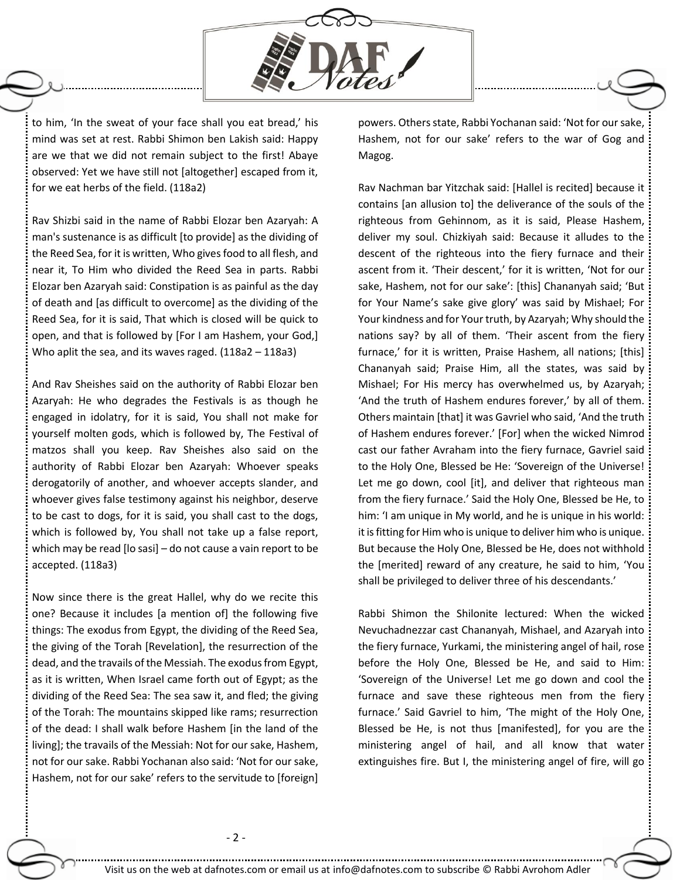to him, 'In the sweat of your face shall you eat bread,' his mind was set at rest. Rabbi Shimon ben Lakish said: Happy are we that we did not remain subject to the first! Abaye observed: Yet we have still not [altogether] escaped from it, for we eat herbs of the field. (118a2)

Rav Shizbi said in the name of Rabbi Elozar ben Azaryah: A man's sustenance is as difficult [to provide] as the dividing of the Reed Sea, for it is written, Who gives food to all flesh, and near it, To Him who divided the Reed Sea in parts. Rabbi Elozar ben Azaryah said: Constipation is as painful as the day of death and [as difficult to overcome] as the dividing of the Reed Sea, for it is said, That which is closed will be quick to open, and that is followed by [For I am Hashem, your God,] Who aplit the sea, and its waves raged. (118a2 – 118a3)

And Rav Sheishes said on the authority of Rabbi Elozar ben Azaryah: He who degrades the Festivals is as though he engaged in idolatry, for it is said, You shall not make for yourself molten gods, which is followed by, The Festival of matzos shall you keep. Rav Sheishes also said on the authority of Rabbi Elozar ben Azaryah: Whoever speaks derogatorily of another, and whoever accepts slander, and whoever gives false testimony against his neighbor, deserve to be cast to dogs, for it is said, you shall cast to the dogs, which is followed by, You shall not take up a false report, which may be read [lo sasi] – do not cause a vain report to be accepted. (118a3)

Now since there is the great Hallel, why do we recite this one? Because it includes [a mention of] the following five things: The exodus from Egypt, the dividing of the Reed Sea, the giving of the Torah [Revelation], the resurrection of the dead, and the travails of the Messiah. The exodus from Egypt, as it is written, When Israel came forth out of Egypt; as the dividing of the Reed Sea: The sea saw it, and fled; the giving of the Torah: The mountains skipped like rams; resurrection of the dead: I shall walk before Hashem [in the land of the living]; the travails of the Messiah: Not for our sake, Hashem, not for our sake. Rabbi Yochanan also said: 'Not for our sake, Hashem, not for our sake' refers to the servitude to [foreign] powers. Others state, Rabbi Yochanan said: 'Not for our sake, Hashem, not for our sake' refers to the war of Gog and Magog.

Rav Nachman bar Yitzchak said: [Hallel is recited] because it contains [an allusion to] the deliverance of the souls of the righteous from Gehinnom, as it is said, Please Hashem, deliver my soul. Chizkiyah said: Because it alludes to the descent of the righteous into the fiery furnace and their ascent from it. 'Their descent,' for it is written, 'Not for our sake, Hashem, not for our sake': [this] Chananyah said; 'But for Your Name's sake give glory' was said by Mishael; For Your kindness and for Your truth, by Azaryah; Why should the nations say? by all of them. 'Their ascent from the fiery furnace,' for it is written, Praise Hashem, all nations; [this] Chananyah said; Praise Him, all the states, was said by Mishael; For His mercy has overwhelmed us, by Azaryah; 'And the truth of Hashem endures forever,' by all of them. Others maintain [that] it was Gavriel who said, 'And the truth of Hashem endures forever.' [For] when the wicked Nimrod cast our father Avraham into the fiery furnace, Gavriel said to the Holy One, Blessed be He: 'Sovereign of the Universe! Let me go down, cool [it], and deliver that righteous man from the fiery furnace.' Said the Holy One, Blessed be He, to him: 'I am unique in My world, and he is unique in his world: it is fitting for Him who is unique to deliver him who is unique. But because the Holy One, Blessed be He, does not withhold the [merited] reward of any creature, he said to him, 'You shall be privileged to deliver three of his descendants.'

Rabbi Shimon the Shilonite lectured: When the wicked Nevuchadnezzar cast Chananyah, Mishael, and Azaryah into the fiery furnace, Yurkami, the ministering angel of hail, rose before the Holy One, Blessed be He, and said to Him: 'Sovereign of the Universe! Let me go down and cool the furnace and save these righteous men from the fiery furnace.' Said Gavriel to him, 'The might of the Holy One, Blessed be He, is not thus [manifested], for you are the ministering angel of hail, and all know that water extinguishes fire. But I, the ministering angel of fire, will go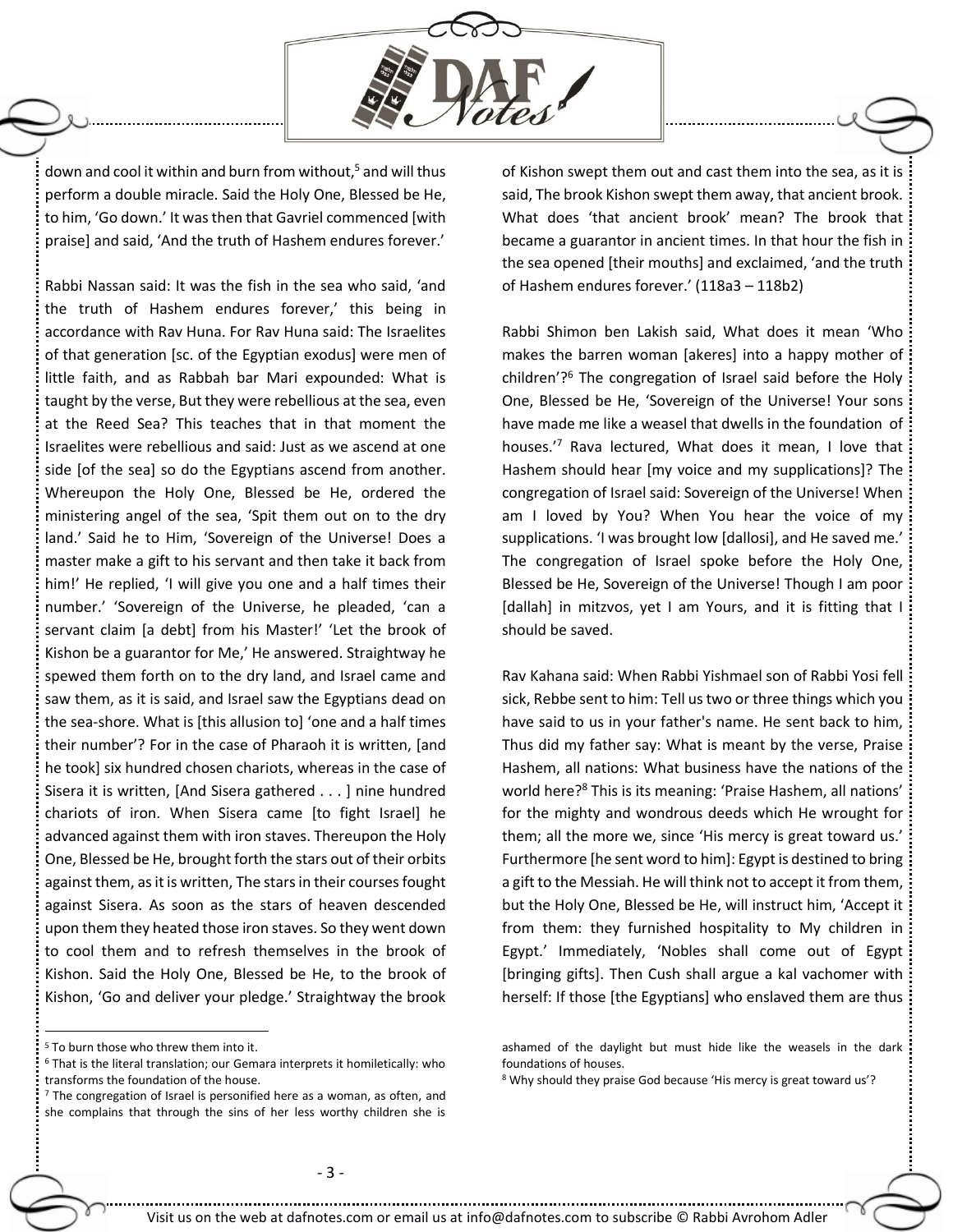down and cool it within and burn from without,[5] and will thus perform a double miracle. Said the Holy One, Blessed be He, to him, 'Go down.' It was then that Gavriel commenced [with praise] and said, 'And the truth of Hashem endures forever.'

Rabbi Nassan said: It was the fish in the sea who said, 'and the truth of Hashem endures forever,' this being in accordance with Rav Huna. For Rav Huna said: The Israelites of that generation [sc. of the Egyptian exodus] were men of little faith, and as Rabbah bar Mari expounded: What is taught by the verse, But they were rebellious at the sea, even at the Reed Sea? This teaches that in that moment the Israelites were rebellious and said: Just as we ascend at one side [of the sea] so do the Egyptians ascend from another. Whereupon the Holy One, Blessed be He, ordered the ministering angel of the sea, 'Spit them out on to the dry land.' Said he to Him, 'Sovereign of the Universe! Does a master make a gift to his servant and then take it back from him!' He replied, 'I will give you one and a half times their number.' 'Sovereign of the Universe, he pleaded, 'can a servant claim [a debt] from his Master!' 'Let the brook of Kishon be a guarantor for Me,' He answered. Straightway he spewed them forth on to the dry land, and Israel came and saw them, as it is said, and Israel saw the Egyptians dead on the sea-shore. What is [this allusion to] 'one and a half times their number'? For in the case of Pharaoh it is written, [and he took] six hundred chosen chariots, whereas in the case of Sisera it is written, [And Sisera gathered . . . ] nine hundred chariots of iron. When Sisera came [to fight Israel] he advanced against them with iron staves. Thereupon the Holy One, Blessed be He, brought forth the stars out of their orbits against them, as it is written, The stars in their courses fought against Sisera. As soon as the stars of heaven descended upon them they heated those iron staves. So they went down to cool them and to refresh themselves in the brook of Kishon. Said the Holy One, Blessed be He, to the brook of Kishon, 'Go and deliver your pledge.' Straightway the brook of Kishon swept them out and cast them into the sea, as it is said, The brook Kishon swept them away, that ancient brook. What does 'that ancient brook' mean? The brook that became a guarantor in ancient times. In that hour the fish in the sea opened [their mouths] and exclaimed, 'and the truth of Hashem endures forever.' (118a3 – 118b2)

Rabbi Shimon ben Lakish said, What does it mean 'Who makes the barren woman [akeres] into a happy mother of children'?[6] The congregation of Israel said before the Holy One, Blessed be He, 'Sovereign of the Universe! Your sons have made me like a weasel that dwells in the foundation of houses.'[7] Rava lectured, What does it mean, I love that Hashem should hear [my voice and my supplications]? The congregation of Israel said: Sovereign of the Universe! When am I loved by You? When You hear the voice of my supplications. 'I was brought low [dallosi], and He saved me.' The congregation of Israel spoke before the Holy One, Blessed be He, Sovereign of the Universe! Though I am poor [dallah] in mitzvos, yet I am Yours, and it is fitting that I should be saved.

Rav Kahana said: When Rabbi Yishmael son of Rabbi Yosi fell sick, Rebbe sent to him: Tell us two or three things which you have said to us in your father's name. He sent back to him, Thus did my father say: What is meant by the verse, Praise Hashem, all nations: What business have the nations of the world here?[8] This is its meaning: 'Praise Hashem, all nations' for the mighty and wondrous deeds which He wrought for them; all the more we, since 'His mercy is great toward us.' Furthermore [he sent word to him]: Egypt is destined to bring a gift to the Messiah. He will think not to accept it from them, but the Holy One, Blessed be He, will instruct him, 'Accept it from them: they furnished hospitality to My children in Egypt.' Immediately, 'Nobles shall come out of Egypt [bringing gifts]. Then Cush shall argue a kal vachomer with herself: If those [the Egyptians] who enslaved them are thus

---

[5] To burn those who threw them into it.

[6] That is the literal translation; our Gemara interprets it homiletically: who transforms the foundation of the house.

[7] The congregation of Israel is personified here as a woman, as often, and she complains that through the sins of her less worthy children she is ashamed of the daylight but must hide like the weasels in the dark foundations of houses.

[8] Why should they praise God because 'His mercy is great toward us'?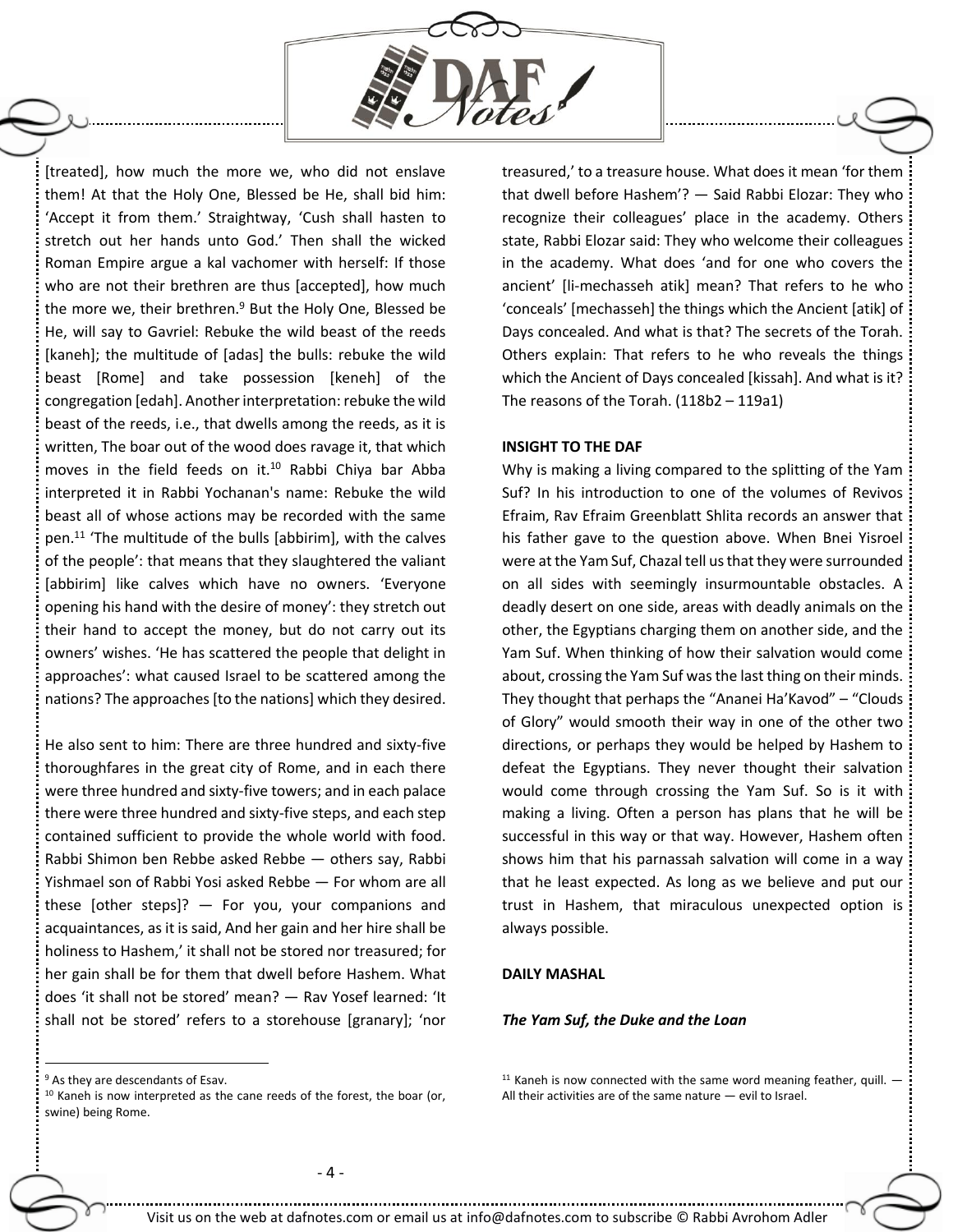[treated], how much the more we, who did not enslave them! At that the Holy One, Blessed be He, shall bid him: 'Accept it from them.' Straightway, 'Cush shall hasten to stretch out her hands unto God.' Then shall the wicked Roman Empire argue a kal vachomer with herself: If those who are not their brethren are thus [accepted], how much the more we, their brethren.[9] But the Holy One, Blessed be He, will say to Gavriel: Rebuke the wild beast of the reeds [kaneh]; the multitude of [adas] the bulls: rebuke the wild beast [Rome] and take possession [keneh] of the congregation [edah]. Another interpretation: rebuke the wild beast of the reeds, i.e., that dwells among the reeds, as it is written, The boar out of the wood does ravage it, that which moves in the field feeds on it.[10] Rabbi Chiya bar Abba interpreted it in Rabbi Yochanan's name: Rebuke the wild beast all of whose actions may be recorded with the same pen.[11] 'The multitude of the bulls [abbirim], with the calves of the people': that means that they slaughtered the valiant [abbirim] like calves which have no owners. 'Everyone opening his hand with the desire of money': they stretch out their hand to accept the money, but do not carry out its owners' wishes. 'He has scattered the people that delight in approaches': what caused Israel to be scattered among the nations? The approaches [to the nations] which they desired.

He also sent to him: There are three hundred and sixty-five thoroughfares in the great city of Rome, and in each there were three hundred and sixty-five towers; and in each palace there were three hundred and sixty-five steps, and each step contained sufficient to provide the whole world with food. Rabbi Shimon ben Rebbe asked Rebbe — others say, Rabbi Yishmael son of Rabbi Yosi asked Rebbe — For whom are all these [other steps]? — For you, your companions and acquaintances, as it is said, And her gain and her hire shall be holiness to Hashem,' it shall not be stored nor treasured; for her gain shall be for them that dwell before Hashem. What does 'it shall not be stored' mean? — Rav Yosef learned: 'It shall not be stored' refers to a storehouse [granary]; 'nor treasured,' to a treasure house. What does it mean 'for them that dwell before Hashem'? — Said Rabbi Elozar: They who recognize their colleagues' place in the academy. Others state, Rabbi Elozar said: They who welcome their colleagues in the academy. What does 'and for one who covers the ancient' [li-mechasseh atik] mean? That refers to he who 'conceals' [mechasseh] the things which the Ancient [atik] of Days concealed. And what is that? The secrets of the Torah. Others explain: That refers to he who reveals the things which the Ancient of Days concealed [kissah]. And what is it? The reasons of the Torah. (118b2 – 119a1)

**INSIGHT TO THE DAF**

Why is making a living compared to the splitting of the Yam Suf? In his introduction to one of the volumes of Revivos Efraim, Rav Efraim Greenblatt Shlita records an answer that his father gave to the question above. When Bnei Yisroel were at the Yam Suf, Chazal tell us that they were surrounded on all sides with seemingly insurmountable obstacles. A deadly desert on one side, areas with deadly animals on the other, the Egyptians charging them on another side, and the Yam Suf. When thinking of how their salvation would come about, crossing the Yam Suf was the last thing on their minds. They thought that perhaps the "Ananei Ha'Kavod" – "Clouds of Glory" would smooth their way in one of the other two directions, or perhaps they would be helped by Hashem to defeat the Egyptians. They never thought their salvation would come through crossing the Yam Suf. So is it with making a living. Often a person has plans that he will be successful in this way or that way. However, Hashem often shows him that his parnassah salvation will come in a way that he least expected. As long as we believe and put our trust in Hashem, that miraculous unexpected option is always possible.

**DAILY MASHAL**

***The Yam Suf, the Duke and the Loan***

---

[9] As they are descendants of Esav.

[10] Kaneh is now interpreted as the cane reeds of the forest, the boar (or, swine) being Rome.

[11] Kaneh is now connected with the same word meaning feather, quill. — All their activities are of the same nature — evil to Israel.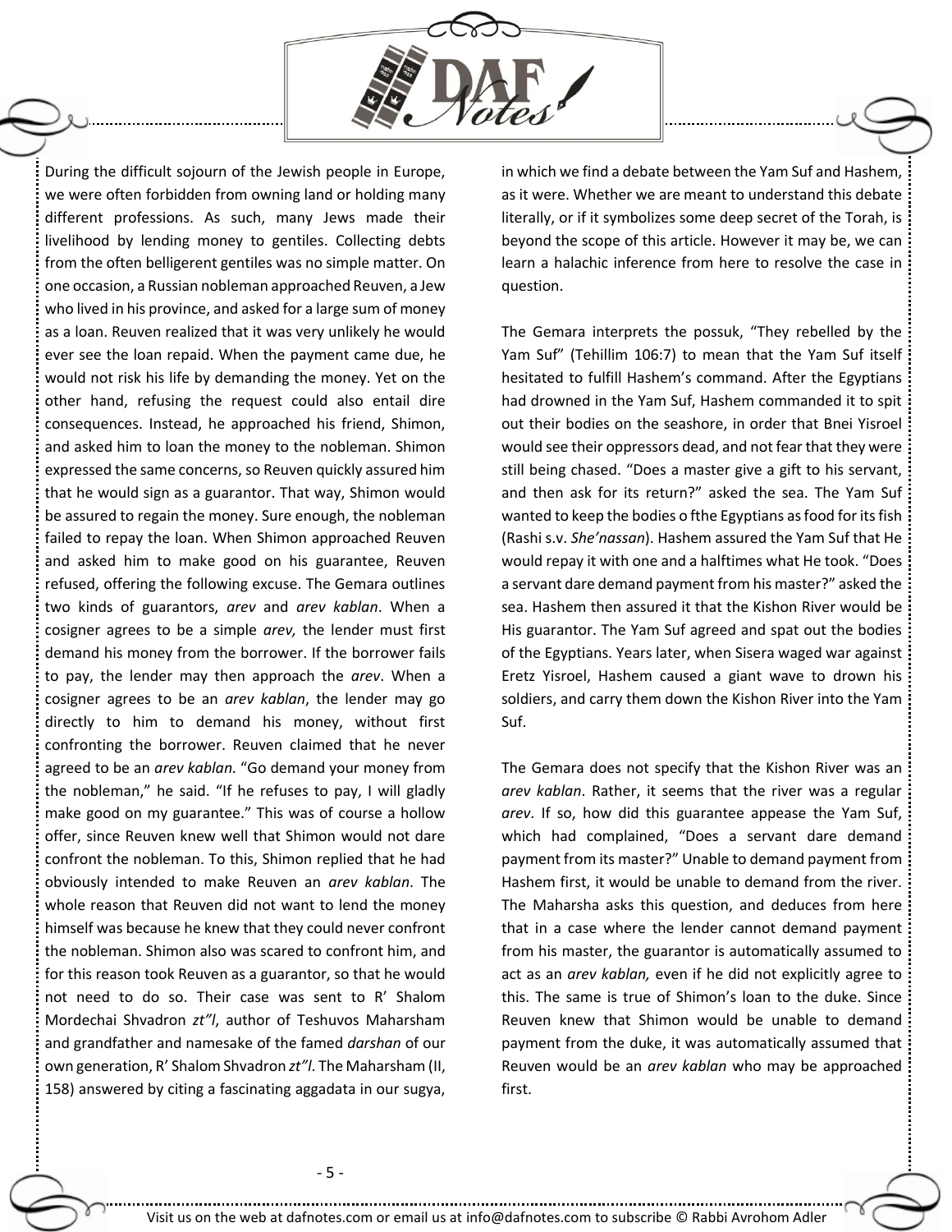During the difficult sojourn of the Jewish people in Europe, we were often forbidden from owning land or holding many different professions. As such, many Jews made their livelihood by lending money to gentiles. Collecting debts from the often belligerent gentiles was no simple matter. On one occasion, a Russian nobleman approached Reuven, a Jew who lived in his province, and asked for a large sum of money as a loan. Reuven realized that it was very unlikely he would ever see the loan repaid. When the payment came due, he would not risk his life by demanding the money. Yet on the other hand, refusing the request could also entail dire consequences. Instead, he approached his friend, Shimon, and asked him to loan the money to the nobleman. Shimon expressed the same concerns, so Reuven quickly assured him that he would sign as a guarantor. That way, Shimon would be assured to regain the money. Sure enough, the nobleman failed to repay the loan. When Shimon approached Reuven and asked him to make good on his guarantee, Reuven refused, offering the following excuse. The Gemara outlines two kinds of guarantors, *arev* and *arev kablan*. When a cosigner agrees to be a simple *arev,* the lender must first demand his money from the borrower. If the borrower fails to pay, the lender may then approach the *arev*. When a cosigner agrees to be an *arev kablan*, the lender may go directly to him to demand his money, without first confronting the borrower. Reuven claimed that he never agreed to be an *arev kablan*. "Go demand your money from the nobleman," he said. "If he refuses to pay, I will gladly make good on my guarantee." This was of course a hollow offer, since Reuven knew well that Shimon would not dare confront the nobleman. To this, Shimon replied that he had obviously intended to make Reuven an *arev kablan*. The whole reason that Reuven did not want to lend the money himself was because he knew that they could never confront the nobleman. Shimon also was scared to confront him, and for this reason took Reuven as a guarantor, so that he would not need to do so. Their case was sent to R' Shalom Mordechai Shvadron *zt"l*, author of Teshuvos Maharsham and grandfather and namesake of the famed *darshan* of our own generation, R' Shalom Shvadron *zt"l*. The Maharsham (II, 158) answered by citing a fascinating aggadata in our sugya, in which we find a debate between the Yam Suf and Hashem, as it were. Whether we are meant to understand this debate literally, or if it symbolizes some deep secret of the Torah, is beyond the scope of this article. However it may be, we can learn a halachic inference from here to resolve the case in question.

The Gemara interprets the possuk, "They rebelled by the Yam Suf" (Tehillim 106:7) to mean that the Yam Suf itself hesitated to fulfill Hashem's command. After the Egyptians had drowned in the Yam Suf, Hashem commanded it to spit out their bodies on the seashore, in order that Bnei Yisroel would see their oppressors dead, and not fear that they were still being chased. "Does a master give a gift to his servant, and then ask for its return?" asked the sea. The Yam Suf wanted to keep the bodies o fthe Egyptians as food for its fish (Rashi s.v. *She'nassan*). Hashem assured the Yam Suf that He would repay it with one and a halftimes what He took. "Does a servant dare demand payment from his master?" asked the sea. Hashem then assured it that the Kishon River would be His guarantor. The Yam Suf agreed and spat out the bodies of the Egyptians. Years later, when Sisera waged war against Eretz Yisroel, Hashem caused a giant wave to drown his soldiers, and carry them down the Kishon River into the Yam Suf.

The Gemara does not specify that the Kishon River was an *arev kablan*. Rather, it seems that the river was a regular *arev*. If so, how did this guarantee appease the Yam Suf, which had complained, "Does a servant dare demand payment from its master?" Unable to demand payment from Hashem first, it would be unable to demand from the river. The Maharsha asks this question, and deduces from here that in a case where the lender cannot demand payment from his master, the guarantor is automatically assumed to act as an *arev kablan,* even if he did not explicitly agree to this. The same is true of Shimon's loan to the duke. Since Reuven knew that Shimon would be unable to demand payment from the duke, it was automatically assumed that Reuven would be an *arev kablan* who may be approached first.